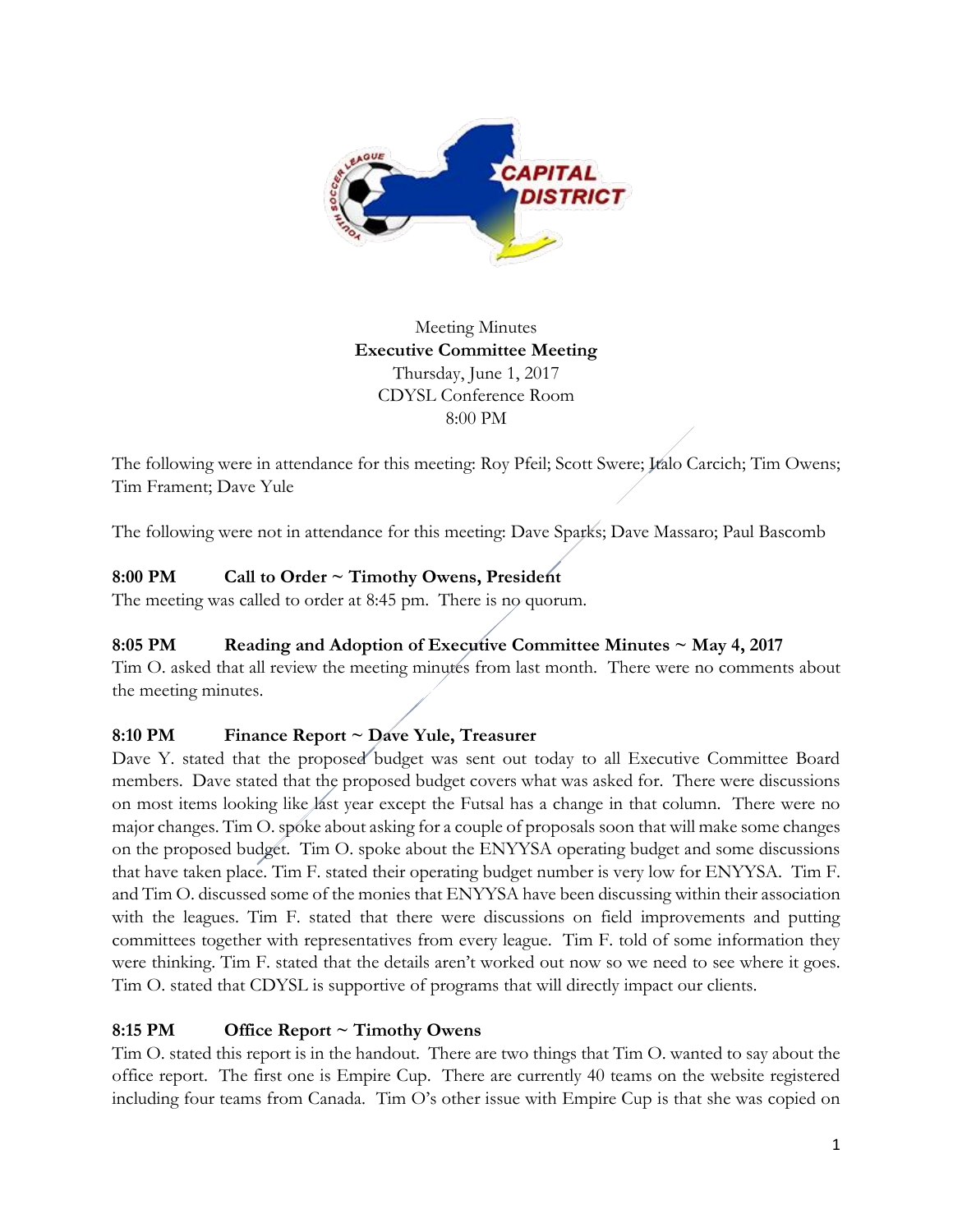Meeting Minutes
**Executive Committee Meeting**
Thursday, June 1, 2017
CDYSL Conference Room
8:00 PM

The following were in attendance for this meeting: Roy Pfeil; Scott Swere; Italo Carcich; Tim Owens; Tim Frament; Dave Yule

The following were not in attendance for this meeting: Dave Sparks; Dave Massaro; Paul Bascomb

**8:00 PM Call to Order ~ Timothy Owens, President**

The meeting was called to order at 8:45 pm. There is no quorum.

**8:05 PM Reading and Adoption of Executive Committee Minutes ~ May 4, 2017**

Tim O. asked that all review the meeting minutes from last month. There were no comments about the meeting minutes.

**8:10 PM Finance Report ~ Dave Yule, Treasurer**

Dave Y. stated that the proposed budget was sent out today to all Executive Committee Board members. Dave stated that the proposed budget covers what was asked for. There were discussions on most items looking like last year except the Futsal has a change in that column. There were no major changes. Tim O. spoke about asking for a couple of proposals soon that will make some changes on the proposed budget. Tim O. spoke about the ENYYSA operating budget and some discussions that have taken place. Tim F. stated their operating budget number is very low for ENYYSA. Tim F. and Tim O. discussed some of the monies that ENYYSA have been discussing within their association with the leagues. Tim F. stated that there were discussions on field improvements and putting committees together with representatives from every league. Tim F. told of some information they were thinking. Tim F. stated that the details aren't worked out now so we need to see where it goes. Tim O. stated that CDYSL is supportive of programs that will directly impact our clients.

**8:15 PM Office Report ~ Timothy Owens**

Tim O. stated this report is in the handout. There are two things that Tim O. wanted to say about the office report. The first one is Empire Cup. There are currently 40 teams on the website registered including four teams from Canada. Tim O's other issue with Empire Cup is that she was copied on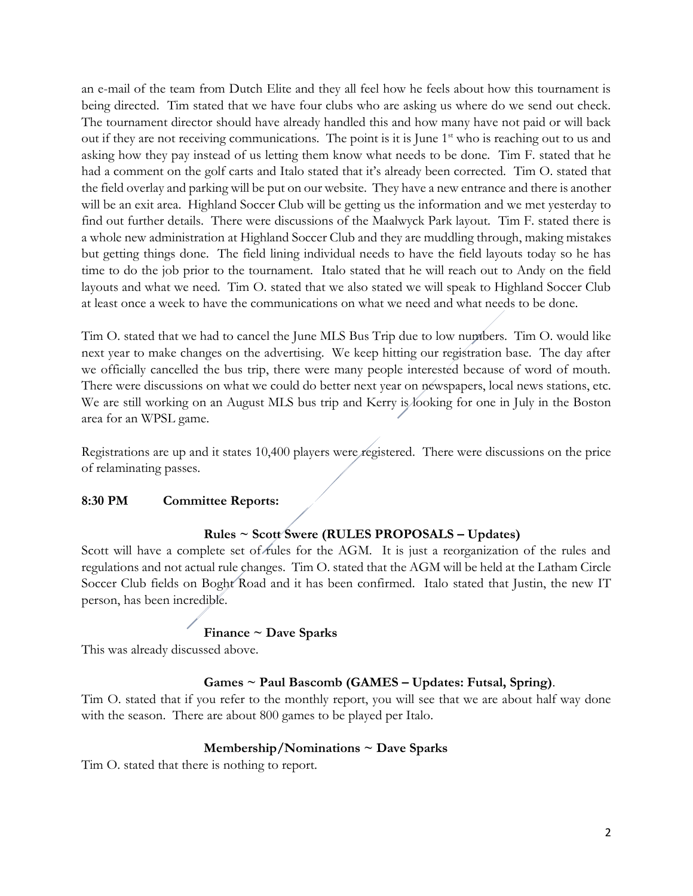an e-mail of the team from Dutch Elite and they all feel how he feels about how this tournament is being directed. Tim stated that we have four clubs who are asking us where do we send out check. The tournament director should have already handled this and how many have not paid or will back out if they are not receiving communications. The point is it is June 1st who is reaching out to us and asking how they pay instead of us letting them know what needs to be done. Tim F. stated that he had a comment on the golf carts and Italo stated that it's already been corrected. Tim O. stated that the field overlay and parking will be put on our website. They have a new entrance and there is another will be an exit area. Highland Soccer Club will be getting us the information and we met yesterday to find out further details. There were discussions of the Maalwyck Park layout. Tim F. stated there is a whole new administration at Highland Soccer Club and they are muddling through, making mistakes but getting things done. The field lining individual needs to have the field layouts today so he has time to do the job prior to the tournament. Italo stated that he will reach out to Andy on the field layouts and what we need. Tim O. stated that we also stated we will speak to Highland Soccer Club at least once a week to have the communications on what we need and what needs to be done.

Tim O. stated that we had to cancel the June MLS Bus Trip due to low numbers. Tim O. would like next year to make changes on the advertising. We keep hitting our registration base. The day after we officially cancelled the bus trip, there were many people interested because of word of mouth. There were discussions on what we could do better next year on newspapers, local news stations, etc. We are still working on an August MLS bus trip and Kerry is looking for one in July in the Boston area for an WPSL game.

Registrations are up and it states 10,400 players were registered. There were discussions on the price of relaminating passes.

**8:30 PM Committee Reports:**

**Rules ~ Scott Swere (RULES PROPOSALS – Updates)**

Scott will have a complete set of rules for the AGM. It is just a reorganization of the rules and regulations and not actual rule changes. Tim O. stated that the AGM will be held at the Latham Circle Soccer Club fields on Boght Road and it has been confirmed. Italo stated that Justin, the new IT person, has been incredible.

**Finance ~ Dave Sparks**

This was already discussed above.

**Games ~ Paul Bascomb (GAMES – Updates: Futsal, Spring)**.

Tim O. stated that if you refer to the monthly report, you will see that we are about half way done with the season. There are about 800 games to be played per Italo.

**Membership/Nominations ~ Dave Sparks**

Tim O. stated that there is nothing to report.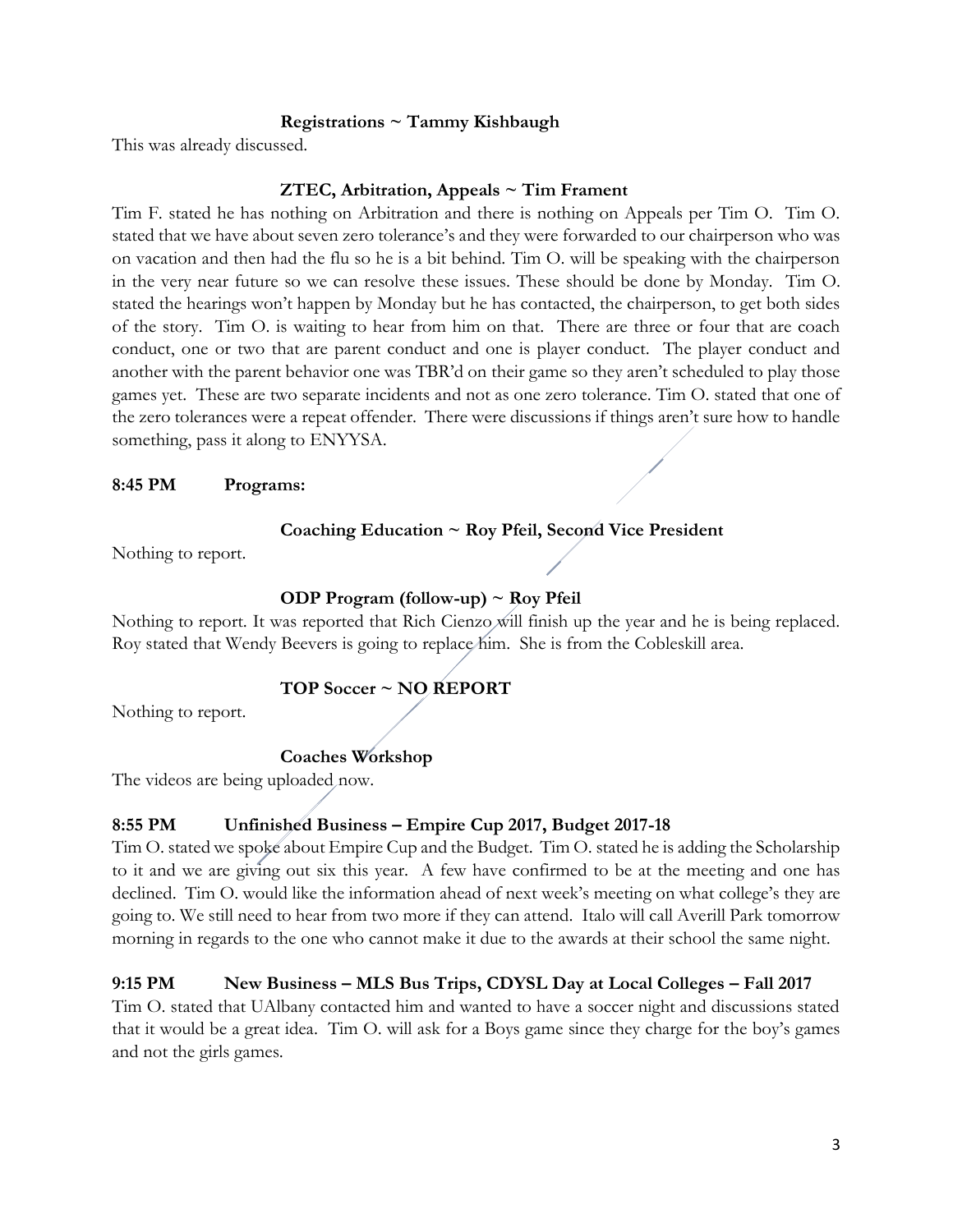**Registrations ~ Tammy Kishbaugh**

This was already discussed.

**ZTEC, Arbitration, Appeals ~ Tim Frament**

Tim F. stated he has nothing on Arbitration and there is nothing on Appeals per Tim O. Tim O. stated that we have about seven zero tolerance's and they were forwarded to our chairperson who was on vacation and then had the flu so he is a bit behind. Tim O. will be speaking with the chairperson in the very near future so we can resolve these issues. These should be done by Monday. Tim O. stated the hearings won't happen by Monday but he has contacted, the chairperson, to get both sides of the story. Tim O. is waiting to hear from him on that. There are three or four that are coach conduct, one or two that are parent conduct and one is player conduct. The player conduct and another with the parent behavior one was TBR'd on their game so they aren't scheduled to play those games yet. These are two separate incidents and not as one zero tolerance. Tim O. stated that one of the zero tolerances were a repeat offender. There were discussions if things aren't sure how to handle something, pass it along to ENYYSA.

**8:45 PM Programs:**

**Coaching Education ~ Roy Pfeil, Second Vice President**

Nothing to report.

**ODP Program (follow-up) ~ Roy Pfeil**

Nothing to report. It was reported that Rich Cienzo will finish up the year and he is being replaced. Roy stated that Wendy Beevers is going to replace him. She is from the Cobleskill area.

**TOP Soccer ~ NO REPORT**

Nothing to report.

**Coaches Workshop**

The videos are being uploaded now.

**8:55 PM Unfinished Business – Empire Cup 2017, Budget 2017-18**

Tim O. stated we spoke about Empire Cup and the Budget. Tim O. stated he is adding the Scholarship to it and we are giving out six this year. A few have confirmed to be at the meeting and one has declined. Tim O. would like the information ahead of next week's meeting on what college's they are going to. We still need to hear from two more if they can attend. Italo will call Averill Park tomorrow morning in regards to the one who cannot make it due to the awards at their school the same night.

**9:15 PM New Business – MLS Bus Trips, CDYSL Day at Local Colleges – Fall 2017**

Tim O. stated that UAlbany contacted him and wanted to have a soccer night and discussions stated that it would be a great idea. Tim O. will ask for a Boys game since they charge for the boy's games and not the girls games.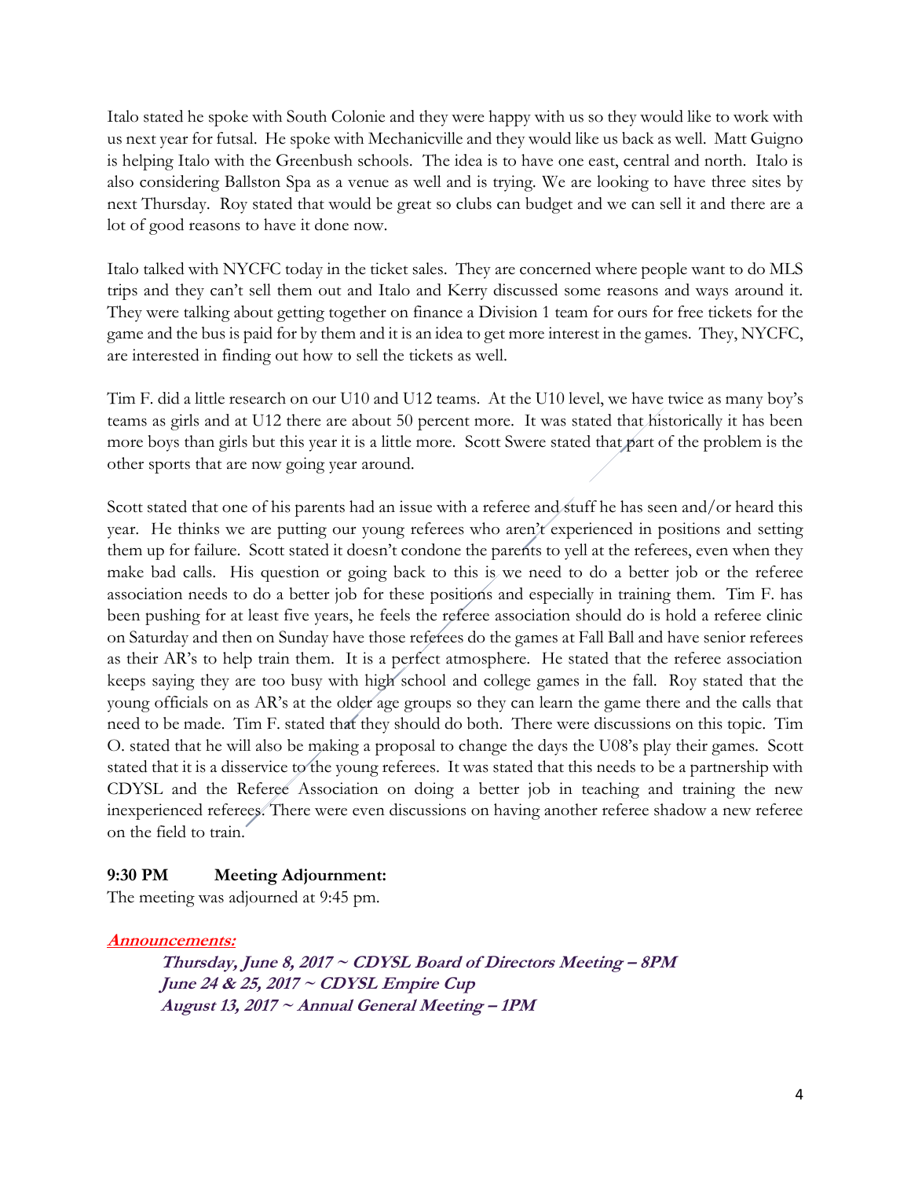Italo stated he spoke with South Colonie and they were happy with us so they would like to work with us next year for futsal. He spoke with Mechanicville and they would like us back as well. Matt Guigno is helping Italo with the Greenbush schools. The idea is to have one east, central and north. Italo is also considering Ballston Spa as a venue as well and is trying. We are looking to have three sites by next Thursday. Roy stated that would be great so clubs can budget and we can sell it and there are a lot of good reasons to have it done now.

Italo talked with NYCFC today in the ticket sales. They are concerned where people want to do MLS trips and they can't sell them out and Italo and Kerry discussed some reasons and ways around it. They were talking about getting together on finance a Division 1 team for ours for free tickets for the game and the bus is paid for by them and it is an idea to get more interest in the games. They, NYCFC, are interested in finding out how to sell the tickets as well.

Tim F. did a little research on our U10 and U12 teams. At the U10 level, we have twice as many boy's teams as girls and at U12 there are about 50 percent more. It was stated that historically it has been more boys than girls but this year it is a little more. Scott Swere stated that part of the problem is the other sports that are now going year around.

Scott stated that one of his parents had an issue with a referee and stuff he has seen and/or heard this year. He thinks we are putting our young referees who aren't experienced in positions and setting them up for failure. Scott stated it doesn't condone the parents to yell at the referees, even when they make bad calls. His question or going back to this is we need to do a better job or the referee association needs to do a better job for these positions and especially in training them. Tim F. has been pushing for at least five years, he feels the referee association should do is hold a referee clinic on Saturday and then on Sunday have those referees do the games at Fall Ball and have senior referees as their AR's to help train them. It is a perfect atmosphere. He stated that the referee association keeps saying they are too busy with high school and college games in the fall. Roy stated that the young officials on as AR's at the older age groups so they can learn the game there and the calls that need to be made. Tim F. stated that they should do both. There were discussions on this topic. Tim O. stated that he will also be making a proposal to change the days the U08's play their games. Scott stated that it is a disservice to the young referees. It was stated that this needs to be a partnership with CDYSL and the Referee Association on doing a better job in teaching and training the new inexperienced referees. There were even discussions on having another referee shadow a new referee on the field to train.

**9:30 PM Meeting Adjournment:**
The meeting was adjourned at 9:45 pm.

***Announcements:***

***Thursday, June 8, 2017 ~ CDYSL Board of Directors Meeting – 8PM***
***June 24 & 25, 2017 ~ CDYSL Empire Cup***
***August 13, 2017 ~ Annual General Meeting – 1PM***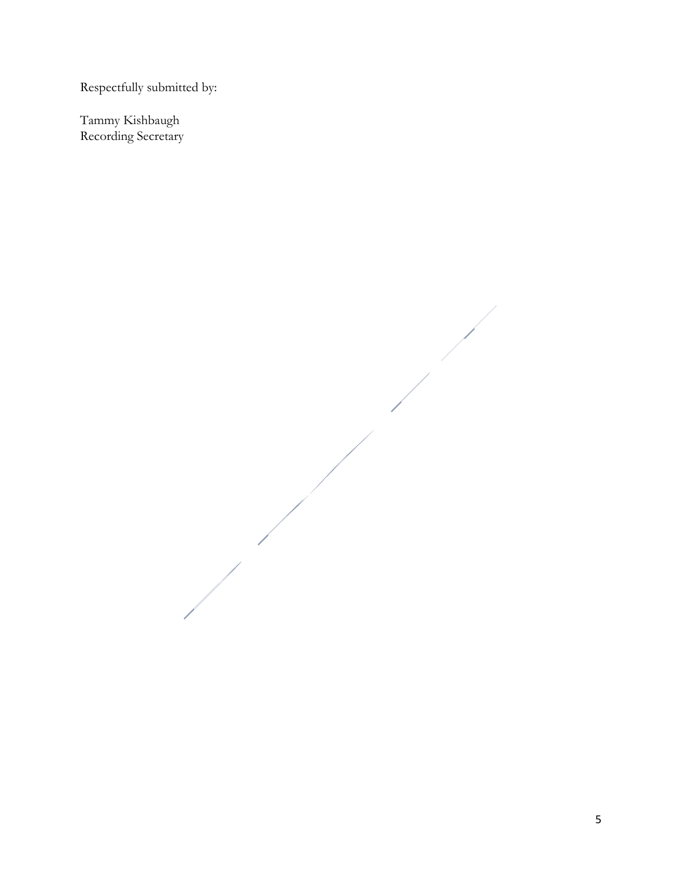Respectfully submitted by:

Tammy Kishbaugh
Recording Secretary